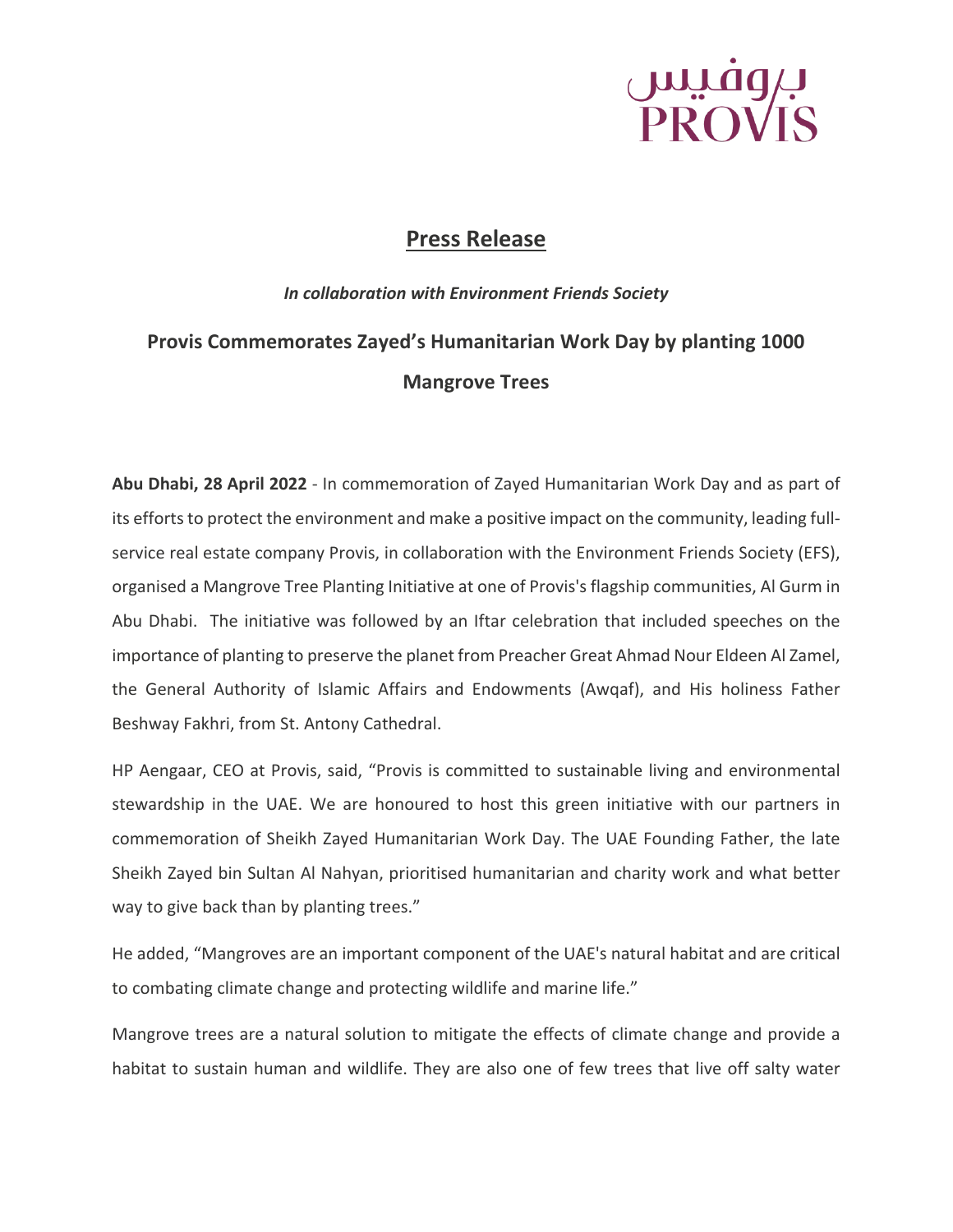بروفيس
PROVIS

# Press Release

***In collaboration with Environment Friends Society***

## Provis Commemorates Zayed's Humanitarian Work Day by planting 1000 Mangrove Trees

**Abu Dhabi, 28 April 2022** - In commemoration of Zayed Humanitarian Work Day and as part of its efforts to protect the environment and make a positive impact on the community, leading full-service real estate company Provis, in collaboration with the Environment Friends Society (EFS), organised a Mangrove Tree Planting Initiative at one of Provis's flagship communities, Al Gurm in Abu Dhabi. The initiative was followed by an Iftar celebration that included speeches on the importance of planting to preserve the planet from Preacher Great Ahmad Nour Eldeen Al Zamel, the General Authority of Islamic Affairs and Endowments (Awqaf), and His holiness Father Beshway Fakhri, from St. Antony Cathedral.

HP Aengaar, CEO at Provis, said, "Provis is committed to sustainable living and environmental stewardship in the UAE. We are honoured to host this green initiative with our partners in commemoration of Sheikh Zayed Humanitarian Work Day. The UAE Founding Father, the late Sheikh Zayed bin Sultan Al Nahyan, prioritised humanitarian and charity work and what better way to give back than by planting trees."

He added, "Mangroves are an important component of the UAE's natural habitat and are critical to combating climate change and protecting wildlife and marine life."

Mangrove trees are a natural solution to mitigate the effects of climate change and provide a habitat to sustain human and wildlife. They are also one of few trees that live off salty water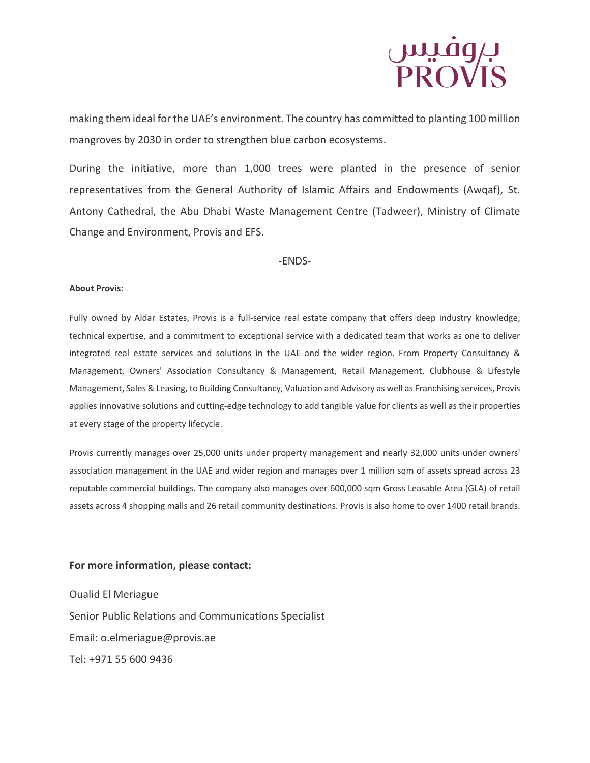making them ideal for the UAE's environment. The country has committed to planting 100 million mangroves by 2030 in order to strengthen blue carbon ecosystems.

During the initiative, more than 1,000 trees were planted in the presence of senior representatives from the General Authority of Islamic Affairs and Endowments (Awqaf), St. Antony Cathedral, the Abu Dhabi Waste Management Centre (Tadweer), Ministry of Climate Change and Environment, Provis and EFS.

-ENDS-

**About Provis:**

Fully owned by Aldar Estates, Provis is a full-service real estate company that offers deep industry knowledge, technical expertise, and a commitment to exceptional service with a dedicated team that works as one to deliver integrated real estate services and solutions in the UAE and the wider region. From Property Consultancy & Management, Owners' Association Consultancy & Management, Retail Management, Clubhouse & Lifestyle Management, Sales & Leasing, to Building Consultancy, Valuation and Advisory as well as Franchising services, Provis applies innovative solutions and cutting-edge technology to add tangible value for clients as well as their properties at every stage of the property lifecycle.

Provis currently manages over 25,000 units under property management and nearly 32,000 units under owners' association management in the UAE and wider region and manages over 1 million sqm of assets spread across 23 reputable commercial buildings. The company also manages over 600,000 sqm Gross Leasable Area (GLA) of retail assets across 4 shopping malls and 26 retail community destinations. Provis is also home to over 1400 retail brands.

**For more information, please contact:**

Oualid El Meriague

Senior Public Relations and Communications Specialist

Email: o.elmeriague@provis.ae

Tel: +971 55 600 9436